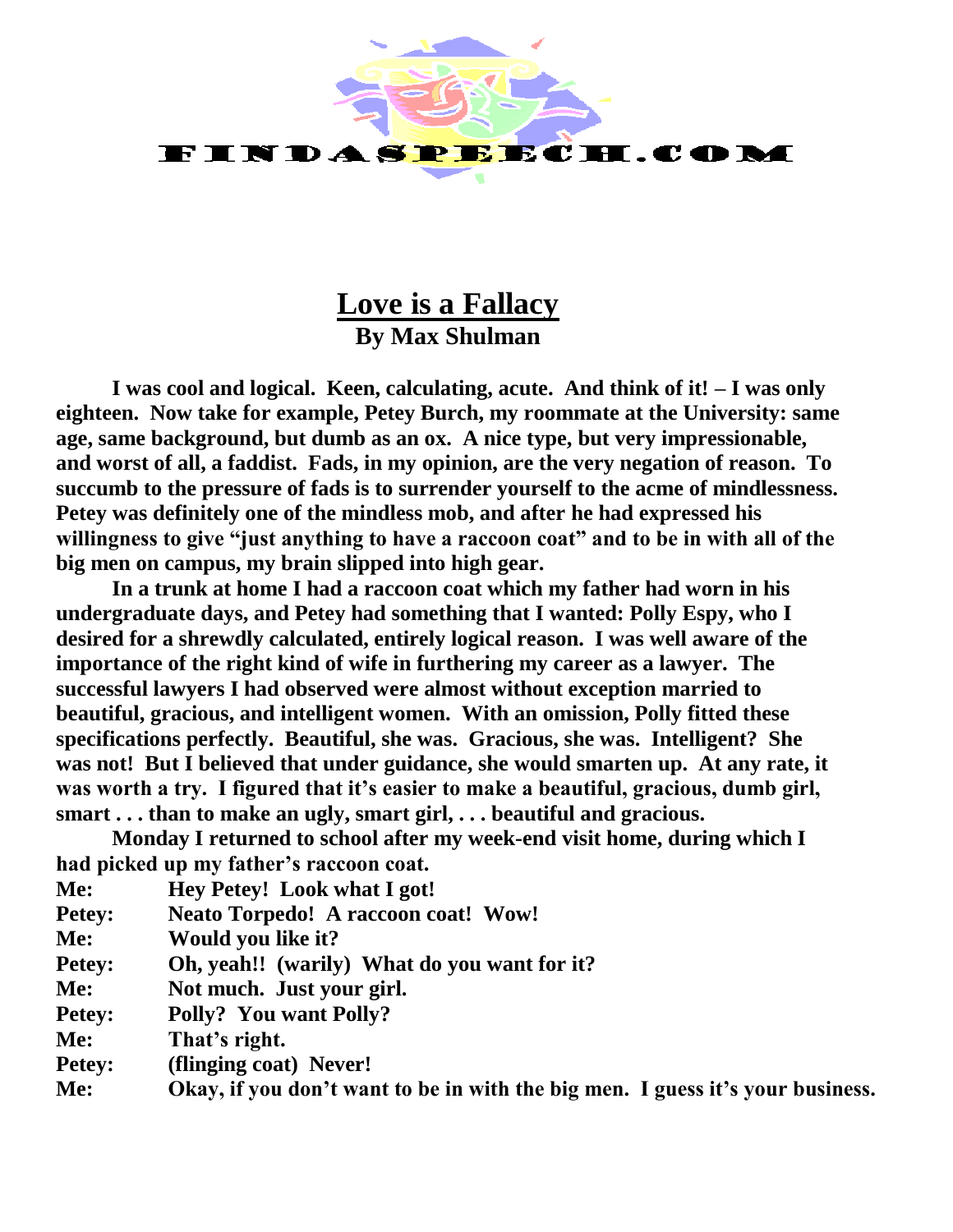FINDASPEECH.COM

# Love is a Fallacy

**By Max Shulman**

**I was cool and logical. Keen, calculating, acute. And think of it! – I was only eighteen. Now take for example, Petey Burch, my roommate at the University: same age, same background, but dumb as an ox. A nice type, but very impressionable, and worst of all, a faddist. Fads, in my opinion, are the very negation of reason. To succumb to the pressure of fads is to surrender yourself to the acme of mindlessness. Petey was definitely one of the mindless mob, and after he had expressed his willingness to give "just anything to have a raccoon coat" and to be in with all of the big men on campus, my brain slipped into high gear.**

**In a trunk at home I had a raccoon coat which my father had worn in his undergraduate days, and Petey had something that I wanted: Polly Espy, who I desired for a shrewdly calculated, entirely logical reason. I was well aware of the importance of the right kind of wife in furthering my career as a lawyer. The successful lawyers I had observed were almost without exception married to beautiful, gracious, and intelligent women. With an omission, Polly fitted these specifications perfectly. Beautiful, she was. Gracious, she was. Intelligent? She was not! But I believed that under guidance, she would smarten up. At any rate, it was worth a try. I figured that it's easier to make a beautiful, gracious, dumb girl, smart . . . than to make an ugly, smart girl, . . . beautiful and gracious.**

**Monday I returned to school after my week-end visit home, during which I had picked up my father's raccoon coat.**

**Me:** Hey Petey! Look what I got!
**Petey:** Neato Torpedo! A raccoon coat! Wow!
**Me:** Would you like it?
**Petey:** Oh, yeah!! (warily) What do you want for it?
**Me:** Not much. Just your girl.
**Petey:** Polly? You want Polly?
**Me:** That's right.
**Petey:** (flinging coat) Never!
**Me:** Okay, if you don't want to be in with the big men. I guess it's your business.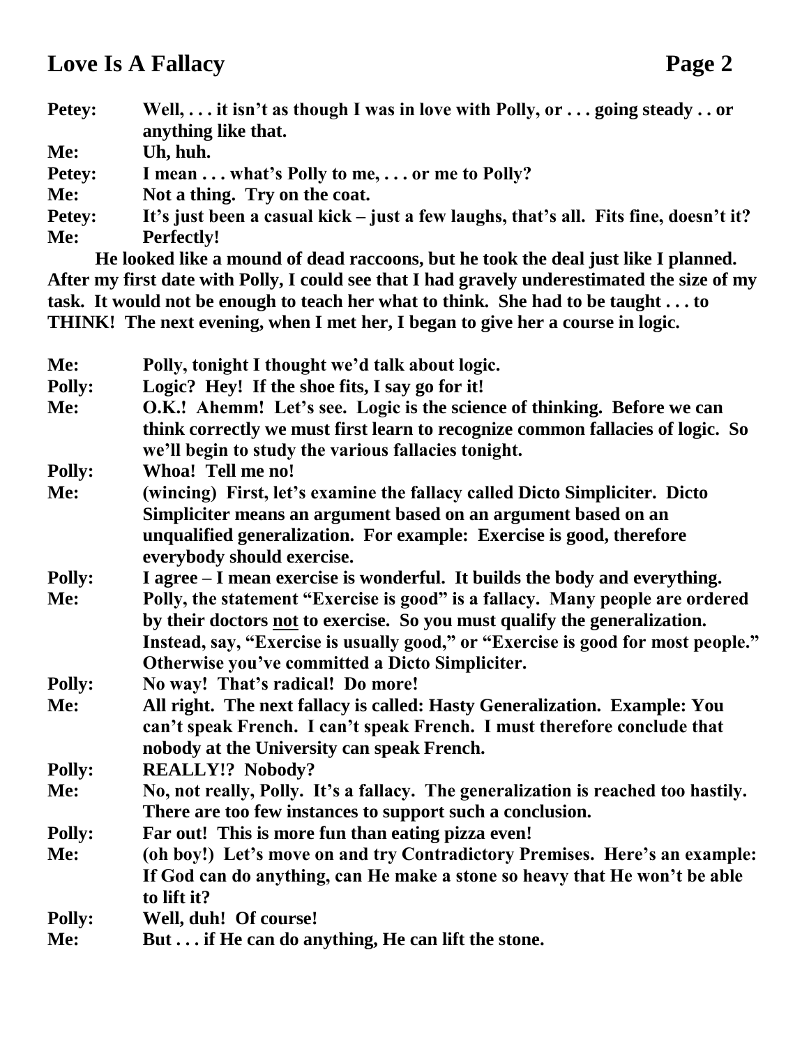**Petey:** Well, . . . it isn't as though I was in love with Polly, or . . . going steady . . or anything like that.

**Me:** Uh, huh.

**Petey:** I mean . . . what's Polly to me, . . . or me to Polly?

**Me:** Not a thing. Try on the coat.

**Petey:** It's just been a casual kick – just a few laughs, that's all. Fits fine, doesn't it?

**Me:** Perfectly!

**He looked like a mound of dead raccoons, but he took the deal just like I planned. After my first date with Polly, I could see that I had gravely underestimated the size of my task. It would not be enough to teach her what to think. She had to be taught . . . to THINK! The next evening, when I met her, I began to give her a course in logic.**

**Me:** Polly, tonight I thought we'd talk about logic.

**Polly:** Logic? Hey! If the shoe fits, I say go for it!

**Me:** O.K.! Ahemm! Let's see. Logic is the science of thinking. Before we can think correctly we must first learn to recognize common fallacies of logic. So we'll begin to study the various fallacies tonight.

**Polly:** Whoa! Tell me no!

**Me:** (wincing) First, let's examine the fallacy called Dicto Simpliciter. Dicto Simpliciter means an argument based on an argument based on an unqualified generalization. For example: Exercise is good, therefore everybody should exercise.

**Polly:** I agree – I mean exercise is wonderful. It builds the body and everything.

**Me:** Polly, the statement "Exercise is good" is a fallacy. Many people are ordered by their doctors <u>not</u> to exercise. So you must qualify the generalization. Instead, say, "Exercise is usually good," or "Exercise is good for most people." Otherwise you've committed a Dicto Simpliciter.

**Polly:** No way! That's radical! Do more!

**Me:** All right. The next fallacy is called: Hasty Generalization. Example: You can't speak French. I can't speak French. I must therefore conclude that nobody at the University can speak French.

**Polly:** REALLY!? Nobody?

**Me:** No, not really, Polly. It's a fallacy. The generalization is reached too hastily. There are too few instances to support such a conclusion.

**Polly:** Far out! This is more fun than eating pizza even!

**Me:** (oh boy!) Let's move on and try Contradictory Premises. Here's an example: If God can do anything, can He make a stone so heavy that He won't be able to lift it?

**Polly:** Well, duh! Of course!

**Me:** But . . . if He can do anything, He can lift the stone.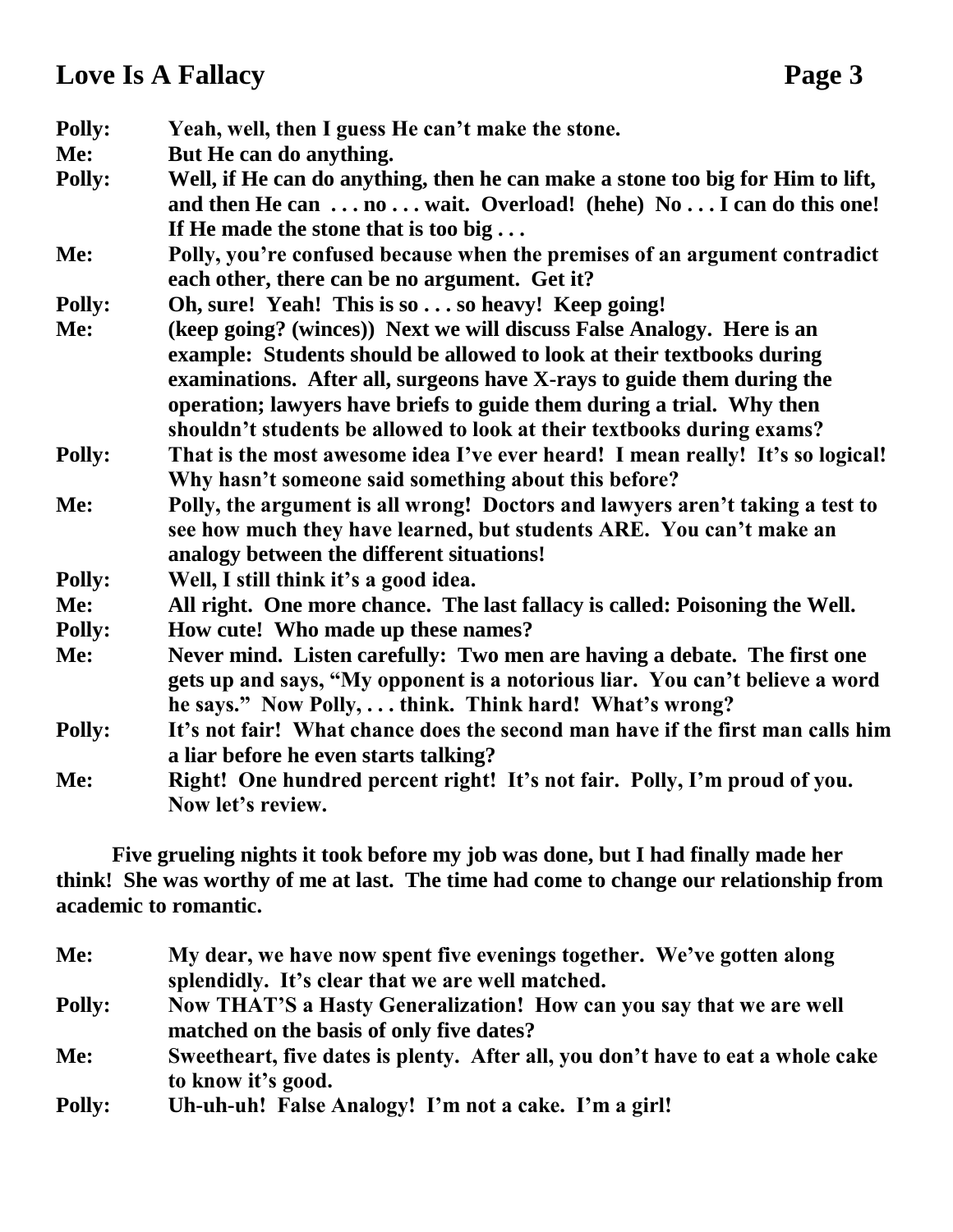**Polly:** Yeah, well, then I guess He can't make the stone.

**Me:** But He can do anything.

**Polly:** Well, if He can do anything, then he can make a stone too big for Him to lift, and then He can . . . no . . . wait. Overload! (hehe) No . . . I can do this one! If He made the stone that is too big . . .

**Me:** Polly, you're confused because when the premises of an argument contradict each other, there can be no argument. Get it?

**Polly:** Oh, sure! Yeah! This is so . . . so heavy! Keep going!

**Me:** (keep going? (winces)) Next we will discuss False Analogy. Here is an example: Students should be allowed to look at their textbooks during examinations. After all, surgeons have X-rays to guide them during the operation; lawyers have briefs to guide them during a trial. Why then shouldn't students be allowed to look at their textbooks during exams?

**Polly:** That is the most awesome idea I've ever heard! I mean really! It's so logical! Why hasn't someone said something about this before?

**Me:** Polly, the argument is all wrong! Doctors and lawyers aren't taking a test to see how much they have learned, but students ARE. You can't make an analogy between the different situations!

**Polly:** Well, I still think it's a good idea.

**Me:** All right. One more chance. The last fallacy is called: Poisoning the Well.

**Polly:** How cute! Who made up these names?

**Me:** Never mind. Listen carefully: Two men are having a debate. The first one gets up and says, "My opponent is a notorious liar. You can't believe a word he says." Now Polly, . . . think. Think hard! What's wrong?

**Polly:** It's not fair! What chance does the second man have if the first man calls him a liar before he even starts talking?

**Me:** Right! One hundred percent right! It's not fair. Polly, I'm proud of you. Now let's review.

**Five grueling nights it took before my job was done, but I had finally made her think! She was worthy of me at last. The time had come to change our relationship from academic to romantic.**

**Me:** My dear, we have now spent five evenings together. We've gotten along splendidly. It's clear that we are well matched.

**Polly:** Now THAT'S a Hasty Generalization! How can you say that we are well matched on the basis of only five dates?

**Me:** Sweetheart, five dates is plenty. After all, you don't have to eat a whole cake to know it's good.

**Polly:** Uh-uh-uh! False Analogy! I'm not a cake. I'm a girl!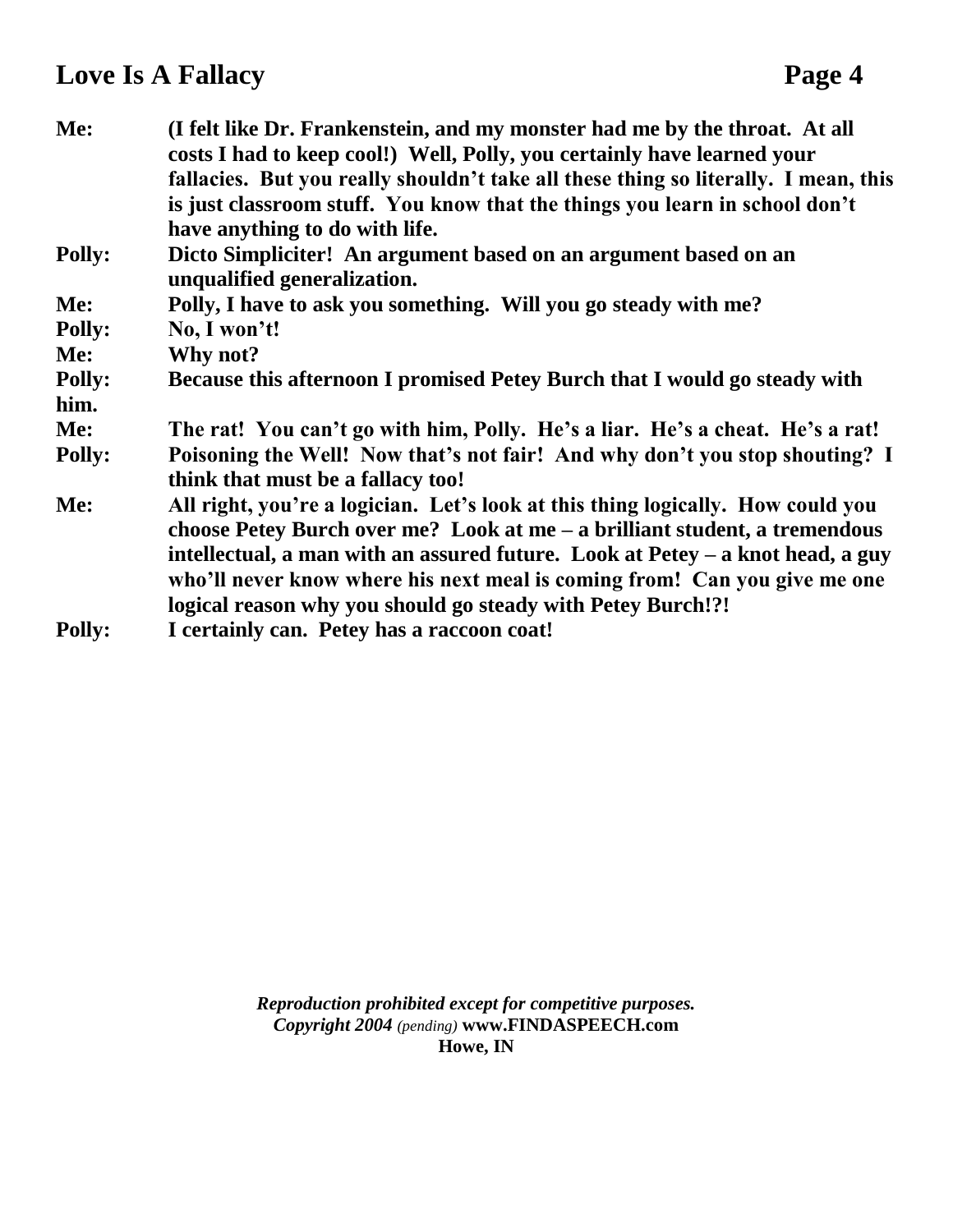**Me:** (I felt like Dr. Frankenstein, and my monster had me by the throat. At all costs I had to keep cool!) Well, Polly, you certainly have learned your fallacies. But you really shouldn't take all these thing so literally. I mean, this is just classroom stuff. You know that the things you learn in school don't have anything to do with life.

**Polly:** Dicto Simpliciter! An argument based on an argument based on an unqualified generalization.

**Me:** Polly, I have to ask you something. Will you go steady with me?

**Polly:** No, I won't!

**Me:** Why not?

**Polly:** Because this afternoon I promised Petey Burch that I would go steady with him.

**Me:** The rat! You can't go with him, Polly. He's a liar. He's a cheat. He's a rat!

**Polly:** Poisoning the Well! Now that's not fair! And why don't you stop shouting? I think that must be a fallacy too!

**Me:** All right, you're a logician. Let's look at this thing logically. How could you choose Petey Burch over me? Look at me – a brilliant student, a tremendous intellectual, a man with an assured future. Look at Petey – a knot head, a guy who'll never know where his next meal is coming from! Can you give me one logical reason why you should go steady with Petey Burch!?!

**Polly:** I certainly can. Petey has a raccoon coat!

*Reproduction prohibited except for competitive purposes.*
*Copyright 2004 (pending)* **www.FINDASPEECH.com**
**Howe, IN**